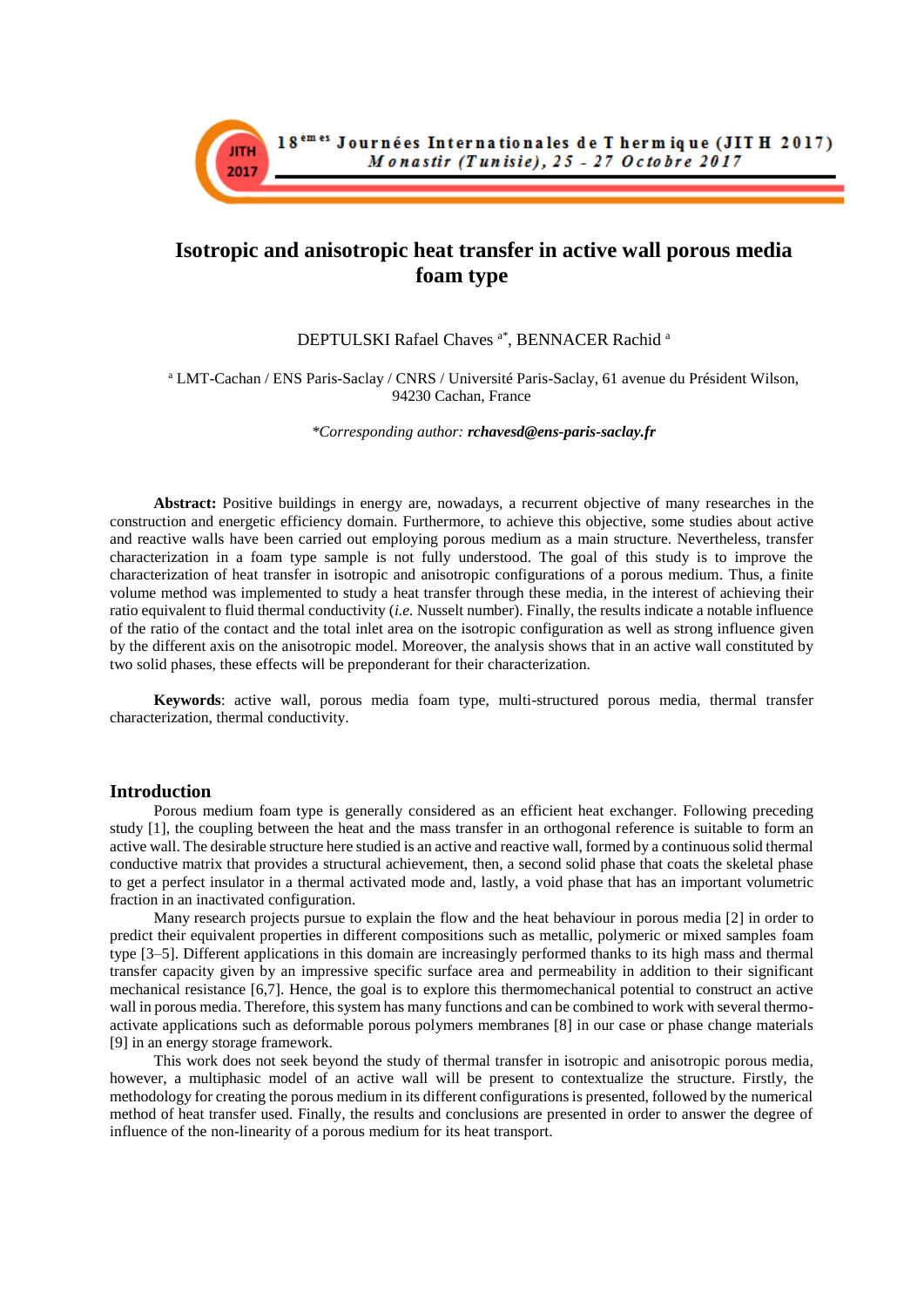# Isotropic and anisotropic heat transfer in active wall porous media foam type

DEPTULSKI Rafael Chaves [a*], BENNACER Rachid [a]

[a] LMT-Cachan / ENS Paris-Saclay / CNRS / Université Paris-Saclay, 61 avenue du Président Wilson, 94230 Cachan, France

*Corresponding author: **rchavesd@ens-paris-saclay.fr***

**Abstract:** Positive buildings in energy are, nowadays, a recurrent objective of many researches in the construction and energetic efficiency domain. Furthermore, to achieve this objective, some studies about active and reactive walls have been carried out employing porous medium as a main structure. Nevertheless, transfer characterization in a foam type sample is not fully understood. The goal of this study is to improve the characterization of heat transfer in isotropic and anisotropic configurations of a porous medium. Thus, a finite volume method was implemented to study a heat transfer through these media, in the interest of achieving their ratio equivalent to fluid thermal conductivity (*i.e.* Nusselt number). Finally, the results indicate a notable influence of the ratio of the contact and the total inlet area on the isotropic configuration as well as strong influence given by the different axis on the anisotropic model. Moreover, the analysis shows that in an active wall constituted by two solid phases, these effects will be preponderant for their characterization.

**Keywords**: active wall, porous media foam type, multi-structured porous media, thermal transfer characterization, thermal conductivity.

## Introduction

Porous medium foam type is generally considered as an efficient heat exchanger. Following preceding study [1], the coupling between the heat and the mass transfer in an orthogonal reference is suitable to form an active wall. The desirable structure here studied is an active and reactive wall, formed by a continuous solid thermal conductive matrix that provides a structural achievement, then, a second solid phase that coats the skeletal phase to get a perfect insulator in a thermal activated mode and, lastly, a void phase that has an important volumetric fraction in an inactivated configuration.

Many research projects pursue to explain the flow and the heat behaviour in porous media [2] in order to predict their equivalent properties in different compositions such as metallic, polymeric or mixed samples foam type [3–5]. Different applications in this domain are increasingly performed thanks to its high mass and thermal transfer capacity given by an impressive specific surface area and permeability in addition to their significant mechanical resistance [6,7]. Hence, the goal is to explore this thermomechanical potential to construct an active wall in porous media. Therefore, this system has many functions and can be combined to work with several thermo-activate applications such as deformable porous polymers membranes [8] in our case or phase change materials [9] in an energy storage framework.

This work does not seek beyond the study of thermal transfer in isotropic and anisotropic porous media, however, a multiphasic model of an active wall will be present to contextualize the structure. Firstly, the methodology for creating the porous medium in its different configurations is presented, followed by the numerical method of heat transfer used. Finally, the results and conclusions are presented in order to answer the degree of influence of the non-linearity of a porous medium for its heat transport.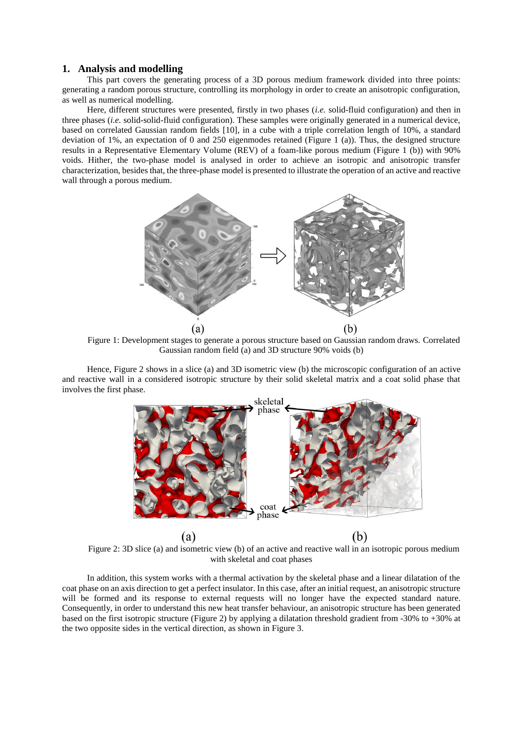## 1. Analysis and modelling

This part covers the generating process of a 3D porous medium framework divided into three points: generating a random porous structure, controlling its morphology in order to create an anisotropic configuration, as well as numerical modelling.

Here, different structures were presented, firstly in two phases (*i.e.* solid-fluid configuration) and then in three phases (*i.e.* solid-solid-fluid configuration). These samples were originally generated in a numerical device, based on correlated Gaussian random fields [10], in a cube with a triple correlation length of 10%, a standard deviation of 1%, an expectation of 0 and 250 eigenmodes retained (Figure 1 (a)). Thus, the designed structure results in a Representative Elementary Volume (REV) of a foam-like porous medium (Figure 1 (b)) with 90% voids. Hither, the two-phase model is analysed in order to achieve an isotropic and anisotropic transfer characterization, besides that, the three-phase model is presented to illustrate the operation of an active and reactive wall through a porous medium.

Figure 1: Development stages to generate a porous structure based on Gaussian random draws. Correlated Gaussian random field (a) and 3D structure 90% voids (b)

Hence, Figure 2 shows in a slice (a) and 3D isometric view (b) the microscopic configuration of an active and reactive wall in a considered isotropic structure by their solid skeletal matrix and a coat solid phase that involves the first phase.

Figure 2: 3D slice (a) and isometric view (b) of an active and reactive wall in an isotropic porous medium with skeletal and coat phases

In addition, this system works with a thermal activation by the skeletal phase and a linear dilatation of the coat phase on an axis direction to get a perfect insulator. In this case, after an initial request, an anisotropic structure will be formed and its response to external requests will no longer have the expected standard nature. Consequently, in order to understand this new heat transfer behaviour, an anisotropic structure has been generated based on the first isotropic structure (Figure 2) by applying a dilatation threshold gradient from -30% to +30% at the two opposite sides in the vertical direction, as shown in Figure 3.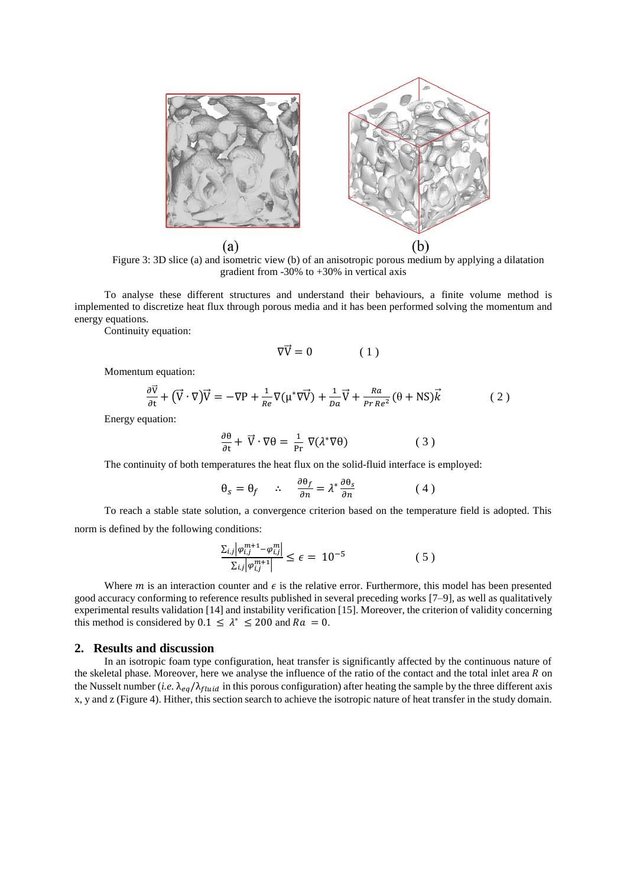(a) (b)

Figure 3: 3D slice (a) and isometric view (b) of an anisotropic porous medium by applying a dilatation gradient from -30% to +30% in vertical axis

To analyse these different structures and understand their behaviours, a finite volume method is implemented to discretize heat flux through porous media and it has been performed solving the momentum and energy equations.

Continuity equation:

$$\nabla\vec{V} = 0 \qquad (1)$$

Momentum equation:

$$\frac{\partial\vec{V}}{\partial t} + (\vec{V}\cdot\nabla)\vec{V} = -\nabla P + \frac{1}{Re}\nabla(\mu^{*}\nabla\vec{V}) + \frac{1}{Da}\vec{V} + \frac{Ra}{Pr\,Re^{2}}(\theta + NS)\vec{k} \qquad (2)$$

Energy equation:

$$\frac{\partial\theta}{\partial t} + \vec{V}\cdot\nabla\theta = \frac{1}{Pr}\,\nabla(\lambda^{*}\nabla\theta) \qquad (3)$$

The continuity of both temperatures the heat flux on the solid-fluid interface is employed:

$$\theta_s = \theta_f \quad \therefore \quad \frac{\partial\theta_f}{\partial n} = \lambda^{*}\frac{\partial\theta_s}{\partial n} \qquad (4)$$

To reach a stable state solution, a convergence criterion based on the temperature field is adopted. This norm is defined by the following conditions:

$$\frac{\sum_{i,j}\left|\varphi_{i,j}^{m+1} - \varphi_{i,j}^{m}\right|}{\sum_{i,j}\left|\varphi_{i,j}^{m+1}\right|} \leq \epsilon = 10^{-5} \qquad (5)$$

Where $m$ is an interaction counter and $\epsilon$ is the relative error. Furthermore, this model has been presented good accuracy conforming to reference results published in several preceding works [7–9], as well as qualitatively experimental results validation [14] and instability verification [15]. Moreover, the criterion of validity concerning this method is considered by $0.1 \leq \lambda^{*} \leq 200$ and $Ra = 0$.

## 2. Results and discussion

In an isotropic foam type configuration, heat transfer is significantly affected by the continuous nature of the skeletal phase. Moreover, here we analyse the influence of the ratio of the contact and the total inlet area $R$ on the Nusselt number (*i.e.* $\lambda_{eq}/\lambda_{fluid}$ in this porous configuration) after heating the sample by the three different axis x, y and z (Figure 4). Hither, this section search to achieve the isotropic nature of heat transfer in the study domain.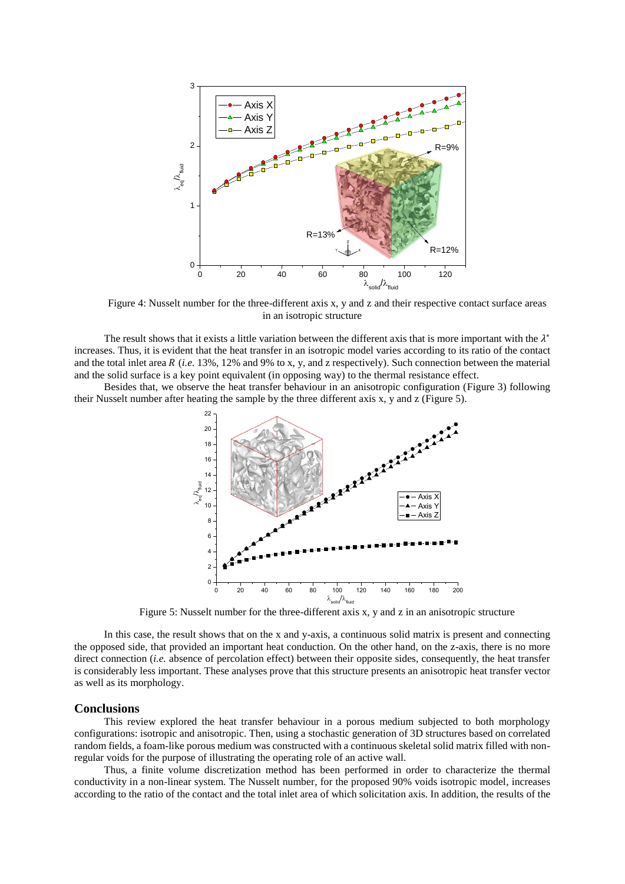Figure 4: Nusselt number for the three-different axis x, y and z and their respective contact surface areas in an isotropic structure

The result shows that it exists a little variation between the different axis that is more important with the $\lambda^*$ increases. Thus, it is evident that the heat transfer in an isotropic model varies according to its ratio of the contact and the total inlet area *R* (*i.e.* 13%, 12% and 9% to x, y, and z respectively). Such connection between the material and the solid surface is a key point equivalent (in opposing way) to the thermal resistance effect.

Besides that, we observe the heat transfer behaviour in an anisotropic configuration (Figure 3) following their Nusselt number after heating the sample by the three different axis x, y and z (Figure 5).

Figure 5: Nusselt number for the three-different axis x, y and z in an anisotropic structure

In this case, the result shows that on the x and y-axis, a continuous solid matrix is present and connecting the opposed side, that provided an important heat conduction. On the other hand, on the z-axis, there is no more direct connection (*i.e.* absence of percolation effect) between their opposite sides, consequently, the heat transfer is considerably less important. These analyses prove that this structure presents an anisotropic heat transfer vector as well as its morphology.

## Conclusions

This review explored the heat transfer behaviour in a porous medium subjected to both morphology configurations: isotropic and anisotropic. Then, using a stochastic generation of 3D structures based on correlated random fields, a foam-like porous medium was constructed with a continuous skeletal solid matrix filled with non-regular voids for the purpose of illustrating the operating role of an active wall.

Thus, a finite volume discretization method has been performed in order to characterize the thermal conductivity in a non-linear system. The Nusselt number, for the proposed 90% voids isotropic model, increases according to the ratio of the contact and the total inlet area of which solicitation axis. In addition, the results of the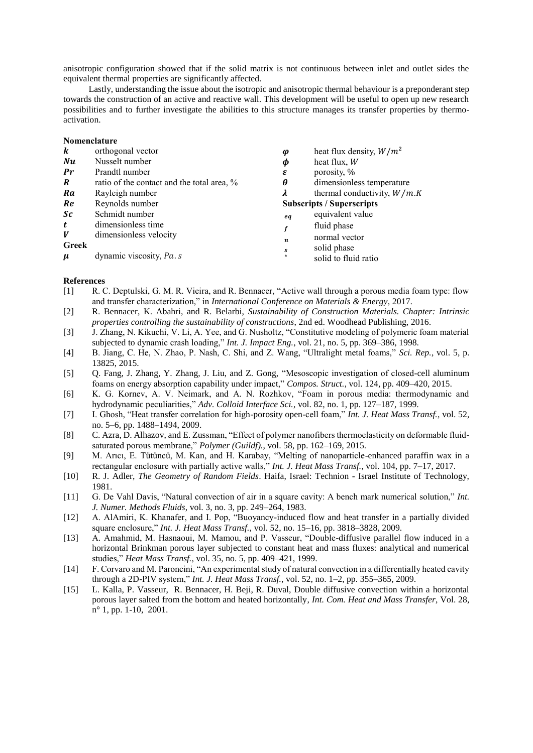anisotropic configuration showed that if the solid matrix is not continuous between inlet and outlet sides the equivalent thermal properties are significantly affected.

Lastly, understanding the issue about the isotropic and anisotropic thermal behaviour is a preponderant step towards the construction of an active and reactive wall. This development will be useful to open up new research possibilities and to further investigate the abilities to this structure manages its transfer properties by thermo-activation.

**Nomenclature**

| | | | |
|---|---|---|---|
| $\boldsymbol{k}$ | orthogonal vector | $\boldsymbol{\varphi}$ | heat flux density, $W/m^2$ |
| $\boldsymbol{Nu}$ | Nusselt number | $\boldsymbol{\phi}$ | heat flux, $W$ |
| $\boldsymbol{Pr}$ | Prandtl number | $\boldsymbol{\varepsilon}$ | porosity, % |
| $\boldsymbol{R}$ | ratio of the contact and the total area, % | $\boldsymbol{\theta}$ | dimensionless temperature |
| $\boldsymbol{Ra}$ | Rayleigh number | $\boldsymbol{\lambda}$ | thermal conductivity, $W/m.K$ |
| $\boldsymbol{Re}$ | Reynolds number | **Subscripts / Superscripts** | |
| $\boldsymbol{Sc}$ | Schmidt number | $eq$ | equivalent value |
| $\boldsymbol{t}$ | dimensionless time | $f$ | fluid phase |
| $\boldsymbol{V}$ | dimensionless velocity | $n$ | normal vector |
| **Greek** | | $s$ | solid phase |
| $\boldsymbol{\mu}$ | dynamic viscosity, $Pa.s$ | * | solid to fluid ratio |

**References**

[1] R. C. Deptulski, G. M. R. Vieira, and R. Bennacer, "Active wall through a porous media foam type: flow and transfer characterization," in *International Conference on Materials & Energy*, 2017.

[2] R. Bennacer, K. Abahri, and R. Belarbi, *Sustainability of Construction Materials. Chapter: Intrinsic properties controlling the sustainability of constructions*, 2nd ed. Woodhead Publishing, 2016.

[3] J. Zhang, N. Kikuchi, V. Li, A. Yee, and G. Nusholtz, "Constitutive modeling of polymeric foam material subjected to dynamic crash loading," *Int. J. Impact Eng.*, vol. 21, no. 5, pp. 369–386, 1998.

[4] B. Jiang, C. He, N. Zhao, P. Nash, C. Shi, and Z. Wang, "Ultralight metal foams," *Sci. Rep.*, vol. 5, p. 13825, 2015.

[5] Q. Fang, J. Zhang, Y. Zhang, J. Liu, and Z. Gong, "Mesoscopic investigation of closed-cell aluminum foams on energy absorption capability under impact," *Compos. Struct.*, vol. 124, pp. 409–420, 2015.

[6] K. G. Kornev, A. V. Neimark, and A. N. Rozhkov, "Foam in porous media: thermodynamic and hydrodynamic peculiarities," *Adv. Colloid Interface Sci.*, vol. 82, no. 1, pp. 127–187, 1999.

[7] I. Ghosh, "Heat transfer correlation for high-porosity open-cell foam," *Int. J. Heat Mass Transf.*, vol. 52, no. 5–6, pp. 1488–1494, 2009.

[8] C. Azra, D. Alhazov, and E. Zussman, "Effect of polymer nanofibers thermoelasticity on deformable fluid-saturated porous membrane," *Polymer (Guildf).*, vol. 58, pp. 162–169, 2015.

[9] M. Arıcı, E. Tütüncü, M. Kan, and H. Karabay, "Melting of nanoparticle-enhanced paraffin wax in a rectangular enclosure with partially active walls," *Int. J. Heat Mass Transf.*, vol. 104, pp. 7–17, 2017.

[10] R. J. Adler, *The Geometry of Random Fields*. Haifa, Israel: Technion - Israel Institute of Technology, 1981.

[11] G. De Vahl Davis, "Natural convection of air in a square cavity: A bench mark numerical solution," *Int. J. Numer. Methods Fluids*, vol. 3, no. 3, pp. 249–264, 1983.

[12] A. AlAmiri, K. Khanafer, and I. Pop, "Buoyancy-induced flow and heat transfer in a partially divided square enclosure," *Int. J. Heat Mass Transf.*, vol. 52, no. 15–16, pp. 3818–3828, 2009.

[13] A. Amahmid, M. Hasnaoui, M. Mamou, and P. Vasseur, "Double-diffusive parallel flow induced in a horizontal Brinkman porous layer subjected to constant heat and mass fluxes: analytical and numerical studies," *Heat Mass Transf.*, vol. 35, no. 5, pp. 409–421, 1999.

[14] F. Corvaro and M. Paroncini, "An experimental study of natural convection in a differentially heated cavity through a 2D-PIV system," *Int. J. Heat Mass Transf.*, vol. 52, no. 1–2, pp. 355–365, 2009.

[15] L. Kalla, P. Vasseur, R. Bennacer, H. Beji, R. Duval, Double diffusive convection within a horizontal porous layer salted from the bottom and heated horizontally, *Int. Com. Heat and Mass Transfer*, Vol. 28, n° 1, pp. 1-10, 2001.